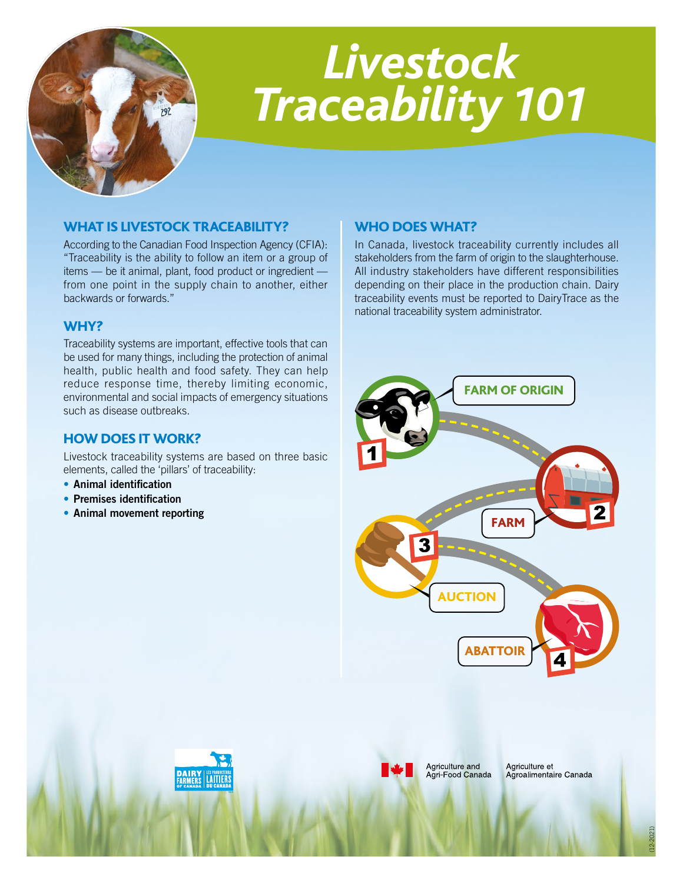# Livestock Traceability 101

## WHAT IS LIVESTOCK TRACEABILITY?

According to the Canadian Food Inspection Agency (CFIA): "Traceability is the ability to follow an item or a group of items — be it animal, plant, food product or ingredient — from one point in the supply chain to another, either backwards or forwards."

## WHY?

Traceability systems are important, effective tools that can be used for many things, including the protection of animal health, public health and food safety. They can help reduce response time, thereby limiting economic, environmental and social impacts of emergency situations such as disease outbreaks.

## HOW DOES IT WORK?

Livestock traceability systems are based on three basic elements, called the 'pillars' of traceability:

- **Animal identification**
- **Premises identification**
- **Animal movement reporting**

## WHO DOES WHAT?

In Canada, livestock traceability currently includes all stakeholders from the farm of origin to the slaughterhouse. All industry stakeholders have different responsibilities depending on their place in the production chain. Dairy traceability events must be reported to DairyTrace as the national traceability system administrator.

1. FARM OF ORIGIN
2. FARM
3. AUCTION
4. ABATTOIR

Dairy Farmers of Canada | Les Producteurs Laitiers du Canada

Agriculture and Agri-Food Canada | Agriculture et Agroalimentaire Canada

(12-2021)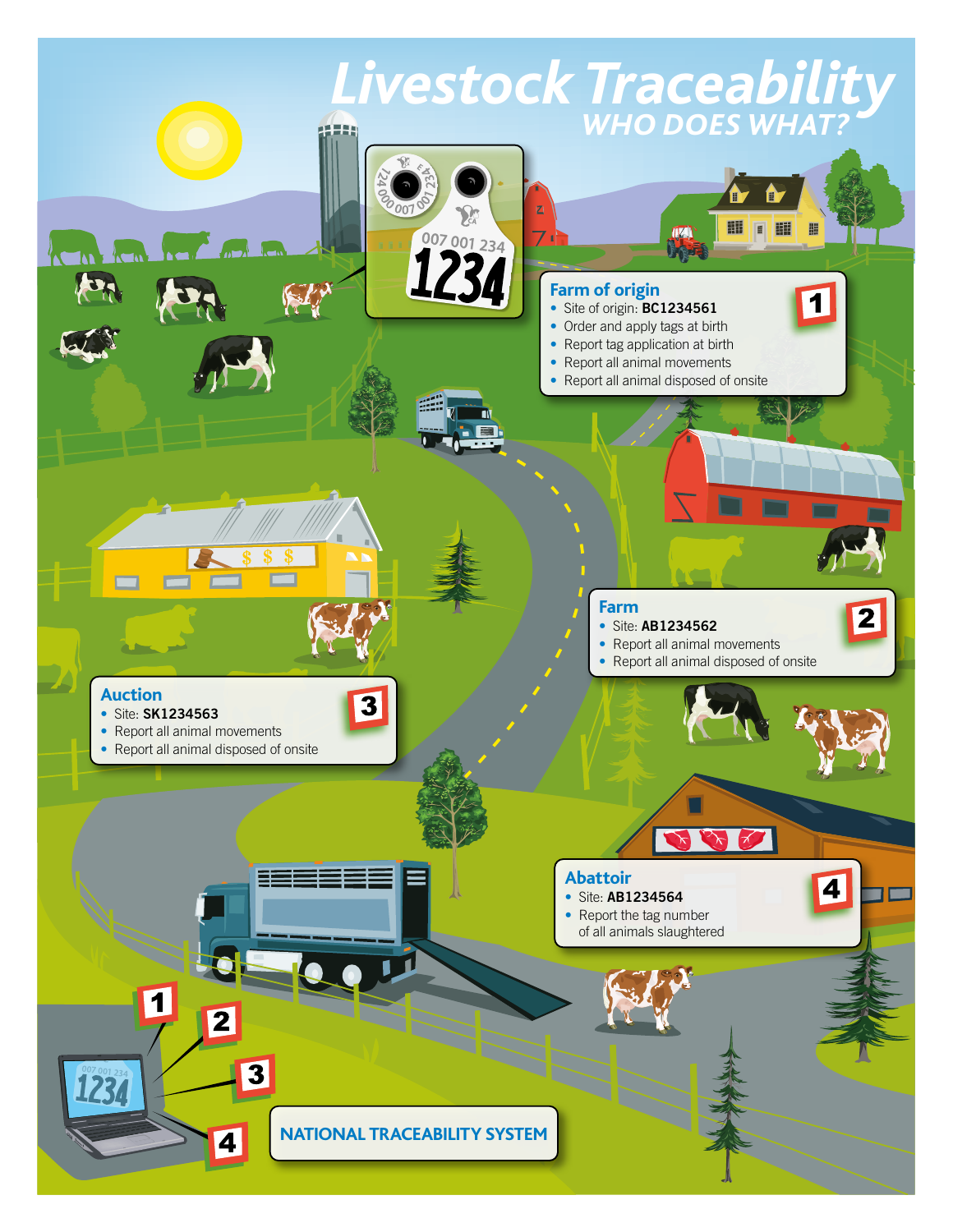# Livestock Traceability

## WHO DOES WHAT?

### Farm of origin

1

- Site of origin: **BC1234561**
- Order and apply tags at birth
- Report tag application at birth
- Report all animal movements
- Report all animal disposed of onsite

### Farm

2

- Site: **AB1234562**
- Report all animal movements
- Report all animal disposed of onsite

### Auction

3

- Site: **SK1234563**
- Report all animal movements
- Report all animal disposed of onsite

### Abattoir

4

- Site: **AB1234564**
- Report the tag number of all animals slaughtered

1 2 3 4

NATIONAL TRACEABILITY SYSTEM